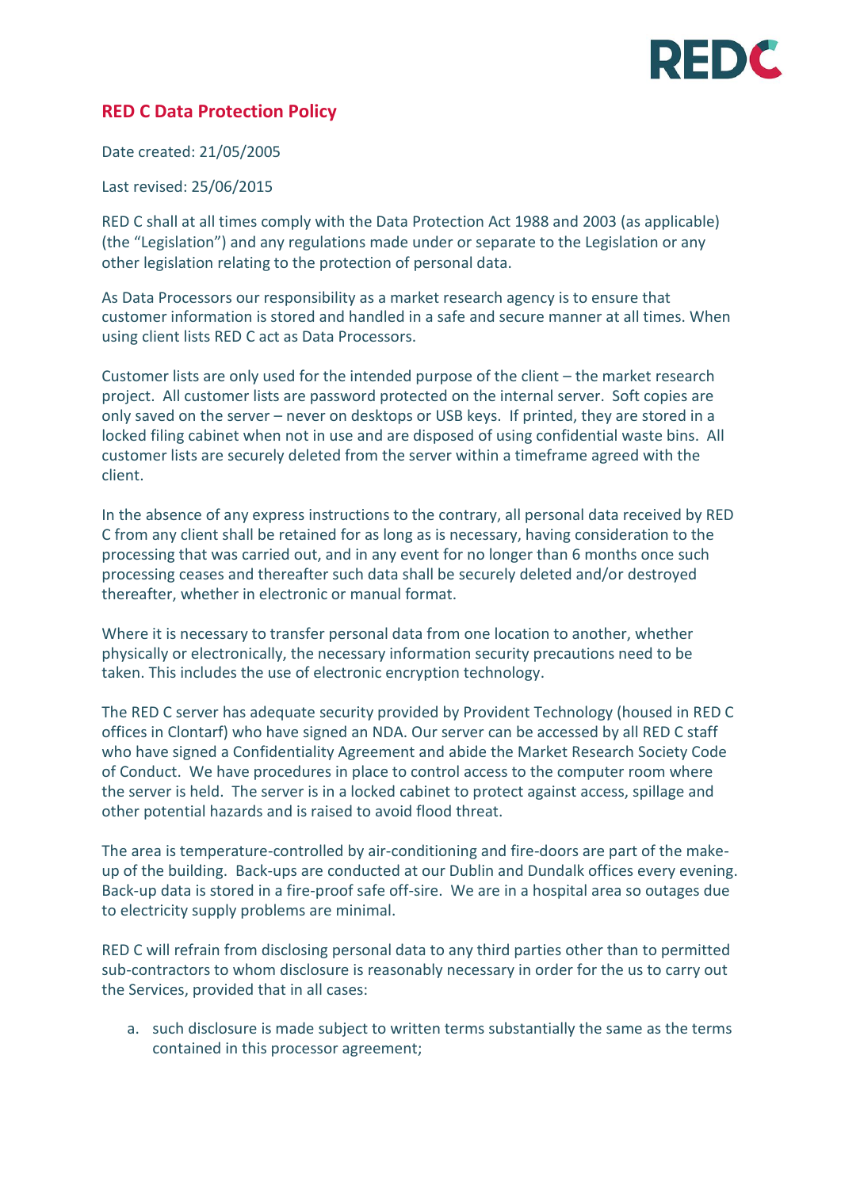## RED C Data Protection Policy

Date created: 21/05/2005

Last revised: 25/06/2015

RED C shall at all times comply with the Data Protection Act 1988 and 2003 (as applicable) (the "Legislation") and any regulations made under or separate to the Legislation or any other legislation relating to the protection of personal data.

As Data Processors our responsibility as a market research agency is to ensure that customer information is stored and handled in a safe and secure manner at all times. When using client lists RED C act as Data Processors.

Customer lists are only used for the intended purpose of the client – the market research project. All customer lists are password protected on the internal server. Soft copies are only saved on the server – never on desktops or USB keys. If printed, they are stored in a locked filing cabinet when not in use and are disposed of using confidential waste bins. All customer lists are securely deleted from the server within a timeframe agreed with the client.

In the absence of any express instructions to the contrary, all personal data received by RED C from any client shall be retained for as long as is necessary, having consideration to the processing that was carried out, and in any event for no longer than 6 months once such processing ceases and thereafter such data shall be securely deleted and/or destroyed thereafter, whether in electronic or manual format.

Where it is necessary to transfer personal data from one location to another, whether physically or electronically, the necessary information security precautions need to be taken. This includes the use of electronic encryption technology.

The RED C server has adequate security provided by Provident Technology (housed in RED C offices in Clontarf) who have signed an NDA. Our server can be accessed by all RED C staff who have signed a Confidentiality Agreement and abide the Market Research Society Code of Conduct. We have procedures in place to control access to the computer room where the server is held. The server is in a locked cabinet to protect against access, spillage and other potential hazards and is raised to avoid flood threat.

The area is temperature-controlled by air-conditioning and fire-doors are part of the make-up of the building. Back-ups are conducted at our Dublin and Dundalk offices every evening. Back-up data is stored in a fire-proof safe off-sire. We are in a hospital area so outages due to electricity supply problems are minimal.

RED C will refrain from disclosing personal data to any third parties other than to permitted sub-contractors to whom disclosure is reasonably necessary in order for the us to carry out the Services, provided that in all cases:

a. such disclosure is made subject to written terms substantially the same as the terms contained in this processor agreement;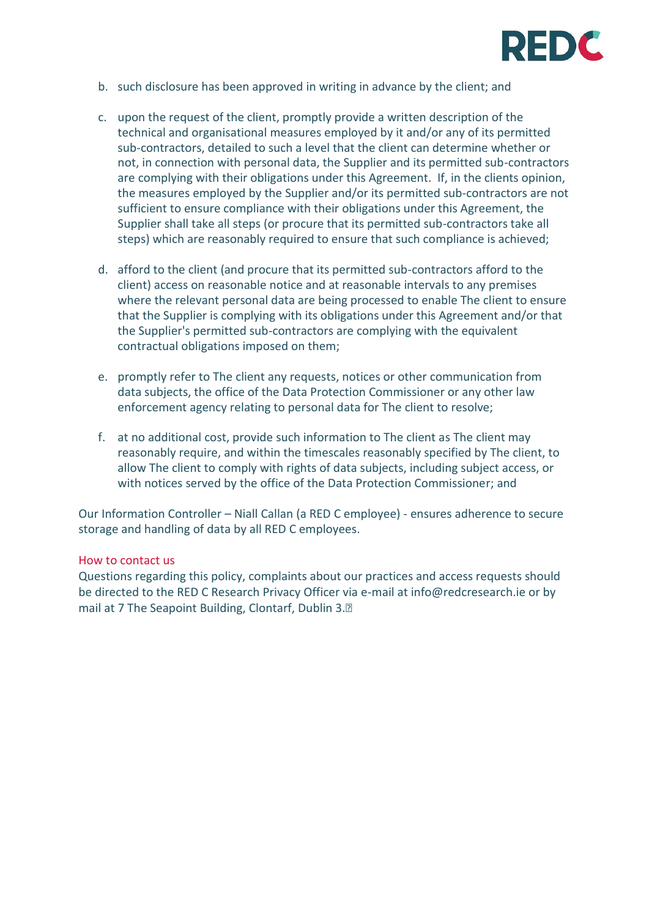b. such disclosure has been approved in writing in advance by the client; and

c. upon the request of the client, promptly provide a written description of the technical and organisational measures employed by it and/or any of its permitted sub-contractors, detailed to such a level that the client can determine whether or not, in connection with personal data, the Supplier and its permitted sub-contractors are complying with their obligations under this Agreement. If, in the clients opinion, the measures employed by the Supplier and/or its permitted sub-contractors are not sufficient to ensure compliance with their obligations under this Agreement, the Supplier shall take all steps (or procure that its permitted sub-contractors take all steps) which are reasonably required to ensure that such compliance is achieved;

d. afford to the client (and procure that its permitted sub-contractors afford to the client) access on reasonable notice and at reasonable intervals to any premises where the relevant personal data are being processed to enable The client to ensure that the Supplier is complying with its obligations under this Agreement and/or that the Supplier's permitted sub-contractors are complying with the equivalent contractual obligations imposed on them;

e. promptly refer to The client any requests, notices or other communication from data subjects, the office of the Data Protection Commissioner or any other law enforcement agency relating to personal data for The client to resolve;

f. at no additional cost, provide such information to The client as The client may reasonably require, and within the timescales reasonably specified by The client, to allow The client to comply with rights of data subjects, including subject access, or with notices served by the office of the Data Protection Commissioner; and

Our Information Controller – Niall Callan (a RED C employee) - ensures adherence to secure storage and handling of data by all RED C employees.

## How to contact us

Questions regarding this policy, complaints about our practices and access requests should be directed to the RED C Research Privacy Officer via e-mail at info@redcresearch.ie or by mail at 7 The Seapoint Building, Clontarf, Dublin 3.